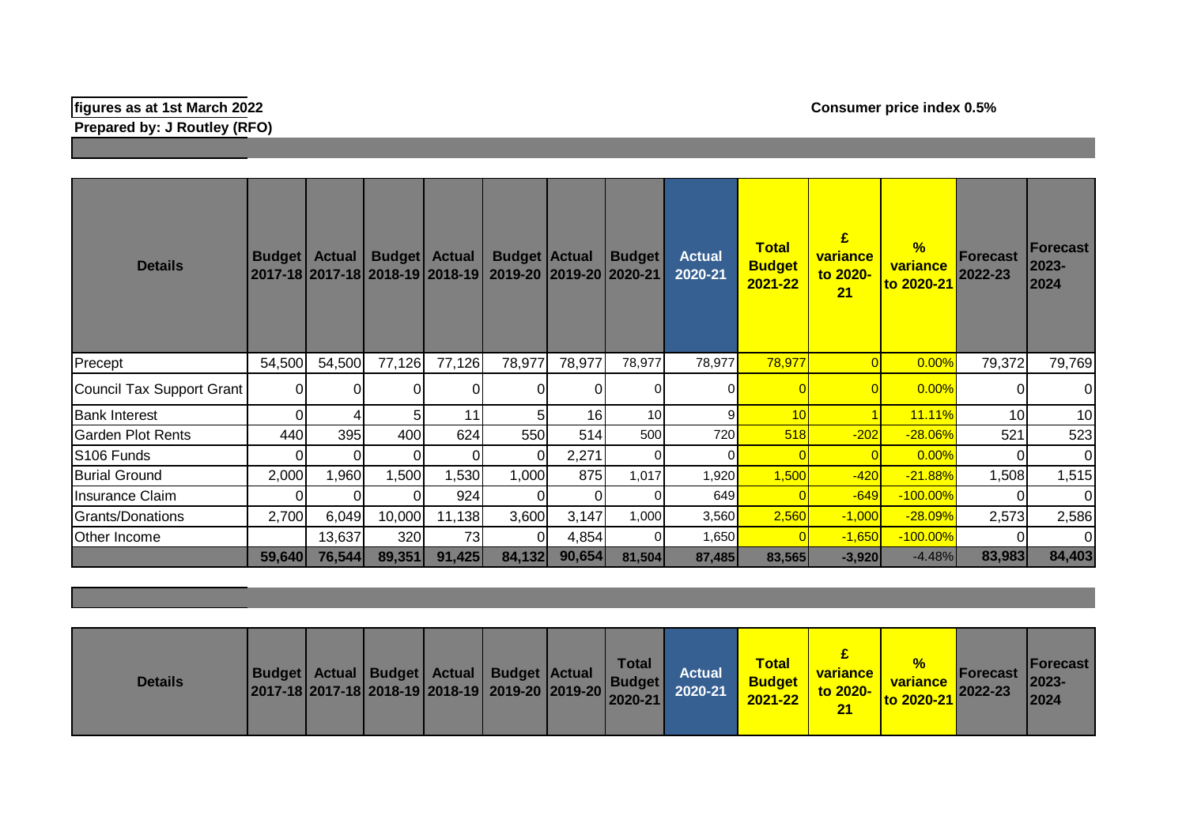**figures as at 1st March 2022**

**Prepared by: J Routley (RFO)**

**Consumer price index 0.5%**

| Details | Budget 2017-18 | Actual 2017-18 | Budget 2018-19 | Actual 2018-19 | Budget 2019-20 | Actual 2019-20 | Budget 2020-21 | Actual 2020-21 | Total Budget 2021-22 | £ variance to 2020-21 | % variance to 2020-21 | Forecast 2022-23 | Forecast 2023-2024 |
|---|---|---|---|---|---|---|---|---|---|---|---|---|---|
| Precept | 54,500 | 54,500 | 77,126 | 77,126 | 78,977 | 78,977 | 78,977 | 78,977 | 78,977 | 0 | 0.00% | 79,372 | 79,769 |
| Council Tax Support Grant | 0 | 0 | 0 | 0 | 0 | 0 | 0 | 0 | 0 | 0 | 0.00% | 0 | 0 |
| Bank Interest | 0 | 4 | 5 | 11 | 5 | 16 | 10 | 9 | 10 | 1 | 11.11% | 10 | 10 |
| Garden Plot Rents | 440 | 395 | 400 | 624 | 550 | 514 | 500 | 720 | 518 | -202 | -28.06% | 521 | 523 |
| S106 Funds | 0 | 0 | 0 | 0 | 0 | 2,271 | 0 | 0 | 0 | 0 | 0.00% | 0 | 0 |
| Burial Ground | 2,000 | 1,960 | 1,500 | 1,530 | 1,000 | 875 | 1,017 | 1,920 | 1,500 | -420 | -21.88% | 1,508 | 1,515 |
| Insurance Claim | 0 | 0 | 0 | 924 | 0 | 0 | 0 | 649 | 0 | -649 | -100.00% | 0 | 0 |
| Grants/Donations | 2,700 | 6,049 | 10,000 | 11,138 | 3,600 | 3,147 | 1,000 | 3,560 | 2,560 | -1,000 | -28.09% | 2,573 | 2,586 |
| Other Income | | 13,637 | 320 | 73 | 0 | 4,854 | 0 | 1,650 | 0 | -1,650 | -100.00% | 0 | 0 |
| | **59,640** | **76,544** | **89,351** | **91,425** | **84,132** | **90,654** | **81,504** | **87,485** | **83,565** | **-3,920** | -4.48% | **83,983** | **84,403** |

| Details | Budget 2017-18 | Actual 2017-18 | Budget 2018-19 | Actual 2018-19 | Budget 2019-20 | Actual 2019-20 | Total Budget 2020-21 | Actual 2020-21 | Total Budget 2021-22 | £ variance to 2020-21 | % variance to 2020-21 | Forecast 2022-23 | Forecast 2023-2024 |
|---|---|---|---|---|---|---|---|---|---|---|---|---|---|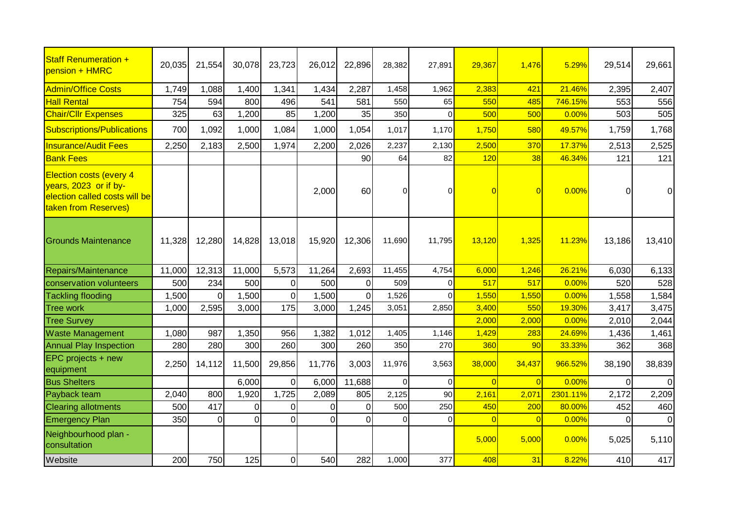| | | | | | | | | | | | | | |
|---|---|---|---|---|---|---|---|---|---|---|---|---|---|
| Staff Renumeration + pension + HMRC | 20,035 | 21,554 | 30,078 | 23,723 | 26,012 | 22,896 | 28,382 | 27,891 | 29,367 | 1,476 | 5.29% | 29,514 | 29,661 |
| Admin/Office Costs | 1,749 | 1,088 | 1,400 | 1,341 | 1,434 | 2,287 | 1,458 | 1,962 | 2,383 | 421 | 21.46% | 2,395 | 2,407 |
| Hall Rental | 754 | 594 | 800 | 496 | 541 | 581 | 550 | 65 | 550 | 485 | 746.15% | 553 | 556 |
| Chair/Cllr Expenses | 325 | 63 | 1,200 | 85 | 1,200 | 35 | 350 | 0 | 500 | 500 | 0.00% | 503 | 505 |
| Subscriptions/Publications | 700 | 1,092 | 1,000 | 1,084 | 1,000 | 1,054 | 1,017 | 1,170 | 1,750 | 580 | 49.57% | 1,759 | 1,768 |
| Insurance/Audit Fees | 2,250 | 2,183 | 2,500 | 1,974 | 2,200 | 2,026 | 2,237 | 2,130 | 2,500 | 370 | 17.37% | 2,513 | 2,525 |
| Bank Fees | | | | | | 90 | 64 | 82 | 120 | 38 | 46.34% | 121 | 121 |
| Election costs (every 4 years, 2023 or if by-election called costs will be taken from Reserves) | | | | | 2,000 | 60 | 0 | 0 | 0 | 0 | 0.00% | 0 | 0 |
| Grounds Maintenance | 11,328 | 12,280 | 14,828 | 13,018 | 15,920 | 12,306 | 11,690 | 11,795 | 13,120 | 1,325 | 11.23% | 13,186 | 13,410 |
| Repairs/Maintenance | 11,000 | 12,313 | 11,000 | 5,573 | 11,264 | 2,693 | 11,455 | 4,754 | 6,000 | 1,246 | 26.21% | 6,030 | 6,133 |
| conservation volunteers | 500 | 234 | 500 | 0 | 500 | 0 | 509 | 0 | 517 | 517 | 0.00% | 520 | 528 |
| Tackling flooding | 1,500 | 0 | 1,500 | 0 | 1,500 | 0 | 1,526 | 0 | 1,550 | 1,550 | 0.00% | 1,558 | 1,584 |
| Tree work | 1,000 | 2,595 | 3,000 | 175 | 3,000 | 1,245 | 3,051 | 2,850 | 3,400 | 550 | 19.30% | 3,417 | 3,475 |
| Tree Survey | | | | | | | | | 2,000 | 2,000 | 0.00% | 2,010 | 2,044 |
| Waste Management | 1,080 | 987 | 1,350 | 956 | 1,382 | 1,012 | 1,405 | 1,146 | 1,429 | 283 | 24.69% | 1,436 | 1,461 |
| Annual Play Inspection | 280 | 280 | 300 | 260 | 300 | 260 | 350 | 270 | 360 | 90 | 33.33% | 362 | 368 |
| EPC projects + new equipment | 2,250 | 14,112 | 11,500 | 29,856 | 11,776 | 3,003 | 11,976 | 3,563 | 38,000 | 34,437 | 966.52% | 38,190 | 38,839 |
| Bus Shelters | | | 6,000 | 0 | 6,000 | 11,688 | 0 | 0 | 0 | 0 | 0.00% | 0 | 0 |
| Payback team | 2,040 | 800 | 1,920 | 1,725 | 2,089 | 805 | 2,125 | 90 | 2,161 | 2,071 | 2301.11% | 2,172 | 2,209 |
| Clearing allotments | 500 | 417 | 0 | 0 | 0 | 0 | 500 | 250 | 450 | 200 | 80.00% | 452 | 460 |
| Emergency Plan | 350 | 0 | 0 | 0 | 0 | 0 | 0 | 0 | 0 | 0 | 0.00% | 0 | 0 |
| Neighbourhood plan - consultation | | | | | | | | | 5,000 | 5,000 | 0.00% | 5,025 | 5,110 |
| Website | 200 | 750 | 125 | 0 | 540 | 282 | 1,000 | 377 | 408 | 31 | 8.22% | 410 | 417 |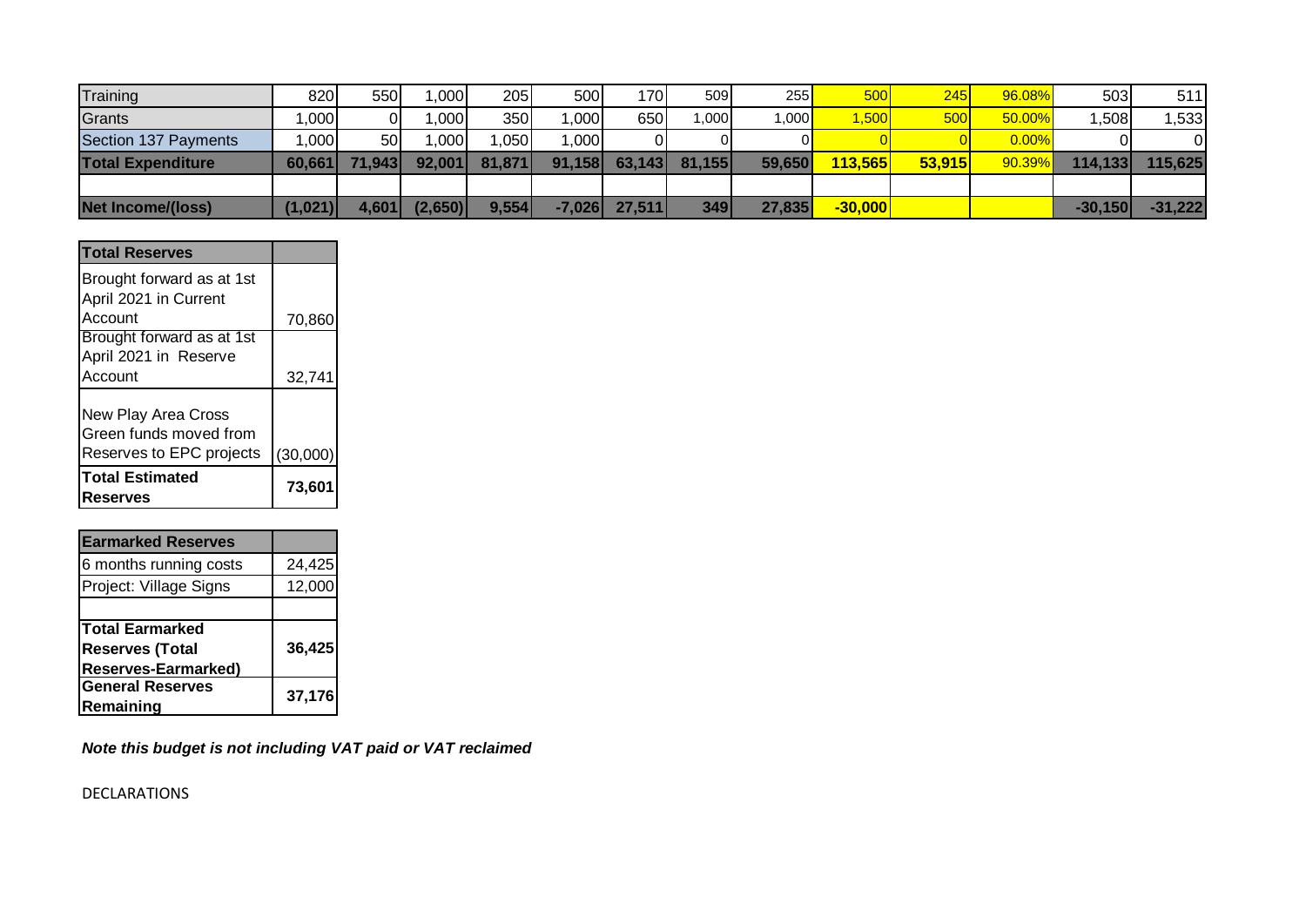| | | | | | | | | | | | | | |
|---|---|---|---|---|---|---|---|---|---|---|---|---|---|
| Training | 820 | 550 | 1,000 | 205 | 500 | 170 | 509 | 255 | 500 | 245 | 96.08% | 503 | 511 |
| Grants | 1,000 | 0 | 1,000 | 350 | 1,000 | 650 | 1,000 | 1,000 | 1,500 | 500 | 50.00% | 1,508 | 1,533 |
| Section 137 Payments | 1,000 | 50 | 1,000 | 1,050 | 1,000 | 0 | 0 | 0 | 0 | 0 | 0.00% | 0 | 0 |
| **Total Expenditure** | **60,661** | **71,943** | **92,001** | **81,871** | **91,158** | **63,143** | **81,155** | **59,650** | **113,565** | **53,915** | 90.39% | **114,133** | **115,625** |
| | | | | | | | | | | | | | |
| **Net Income/(loss)** | **(1,021)** | **4,601** | **(2,650)** | **9,554** | **-7,026** | **27,511** | **349** | **27,835** | **-30,000** | | | **-30,150** | **-31,222** |

| **Total Reserves** | |
|---|---|
| Brought forward as at 1st April 2021 in Current Account | 70,860 |
| Brought forward as at 1st April 2021 in Reserve Account | 32,741 |
| New Play Area Cross Green funds moved from Reserves to EPC projects | (30,000) |
| **Total Estimated Reserves** | **73,601** |

| **Earmarked Reserves** | |
|---|---|
| 6 months running costs | 24,425 |
| Project: Village Signs | 12,000 |
| | |
| **Total Earmarked Reserves (Total Reserves-Earmarked)** | **36,425** |
| **General Reserves Remaining** | **37,176** |

***Note this budget is not including VAT paid or VAT reclaimed***

DECLARATIONS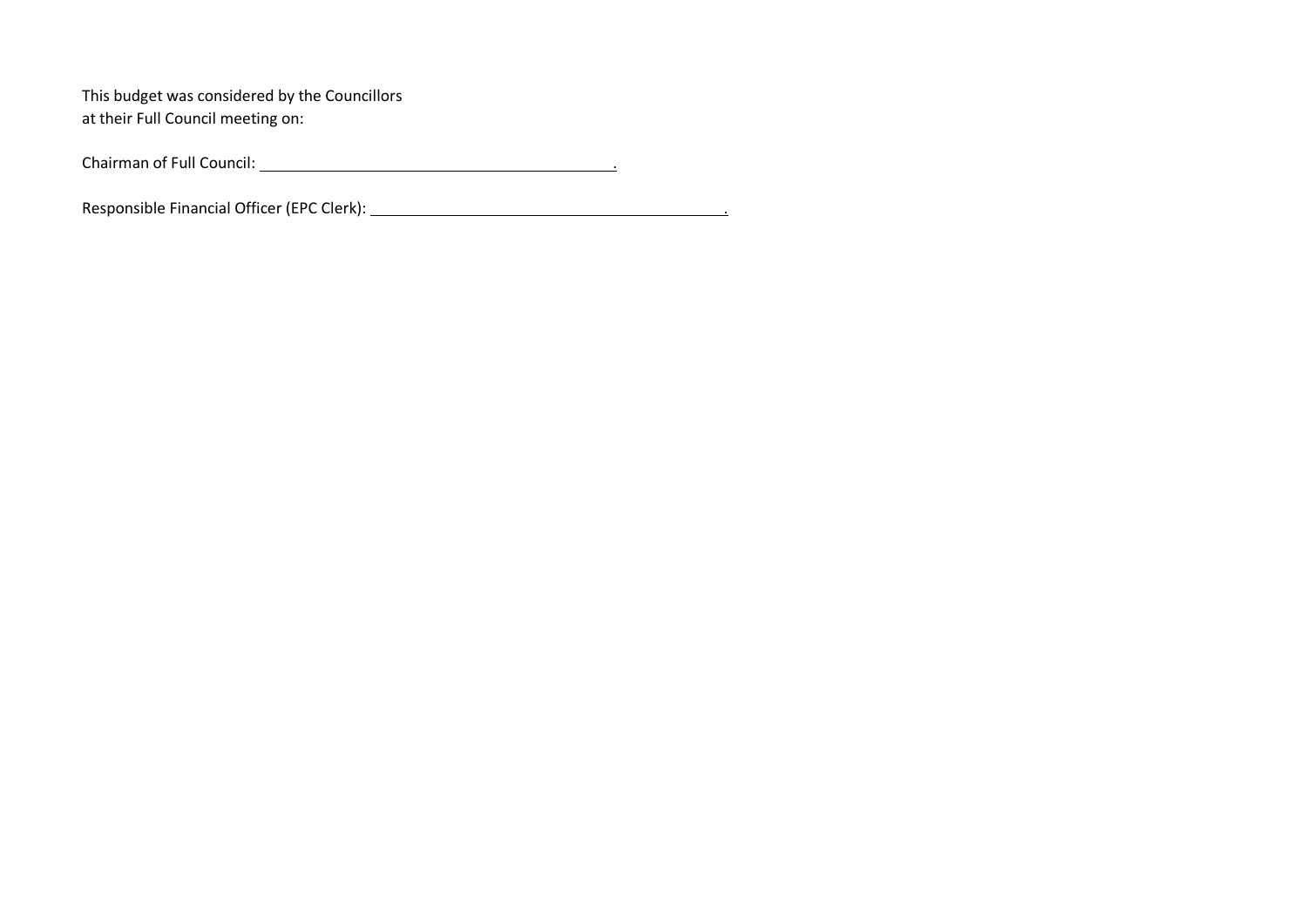This budget was considered by the Councillors
at their Full Council meeting on:

Chairman of Full Council: \_\_\_\_\_\_\_\_\_\_\_\_\_\_\_\_\_\_\_\_\_\_\_\_\_\_\_\_\_\_\_\_\_\_\_\_\_\_\_\_.

Responsible Financial Officer (EPC Clerk): \_\_\_\_\_\_\_\_\_\_\_\_\_\_\_\_\_\_\_\_\_\_\_\_\_\_\_\_\_\_\_\_\_\_\_\_\_\_\_\_.